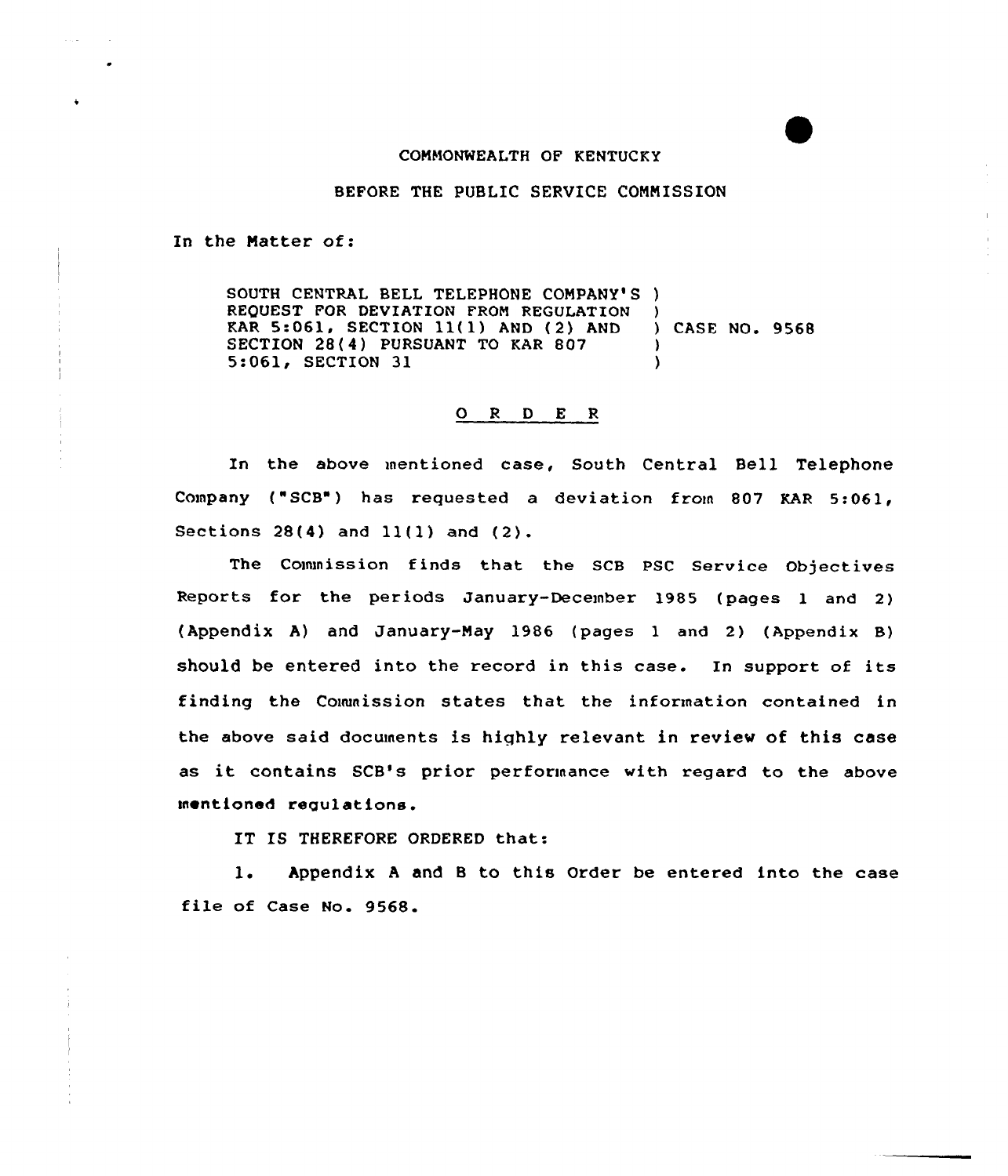COMMONWEALTH OF KENTUCKY

BEFORE THE PUBLIC SERVICE COMMISSION

In the Matter of:

SOUTH CENTRAL BELL TELEPHONE COMPANY'S REQUEST FOR DEVIATION FROM REGULATION KAR 5:061, SECTION 11(1) AND (2) AND SECTION 28(4) PURSUANT TO KAR 807 5:061, SECTION 31 ) CASE NO. 9568

# ORDER

In the above mentioned case, South Central Bell Telephone Company ("SCB") has requested a deviation from 807 KAR 5:061, Sections 28(4) and 11(1) and (2).

The Commission finds that the SCB PSC Service Objectives Reports for the periods January-December 1985 (pages 1 and 2) (Appendix A) and January-May 1986 (pages 1 and 2) (Appendix B) should be entered into the record in this case. In support of its finding the Commission states that the information contained in the above said documents is highly relevant in review of this case as it contains SCB's prior performance with regard to the above mentioned regulations.

IT IS THEREFORE ORDERED that:

1. Appendix A and B to this Order be entered into the case file of Case No. 9568.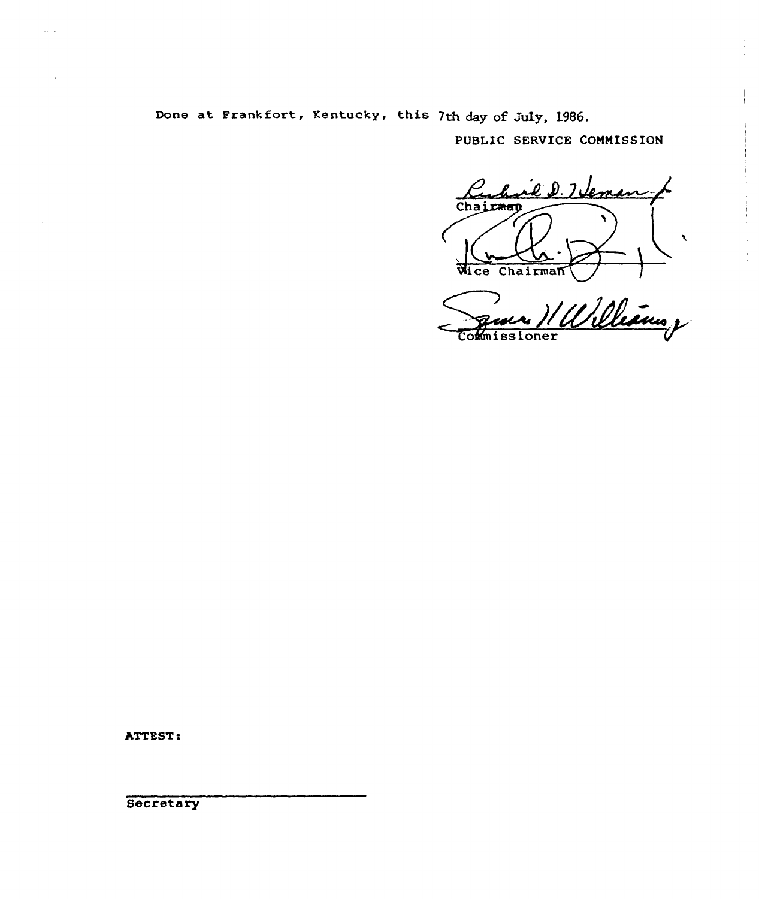Done at Frankfort, Kentucky, this 7th day of July, 1986.

PUBLIC SERVICE COMMISSION

Chairman

Vice Chairman

Commissioner

ATTEST:

Secretary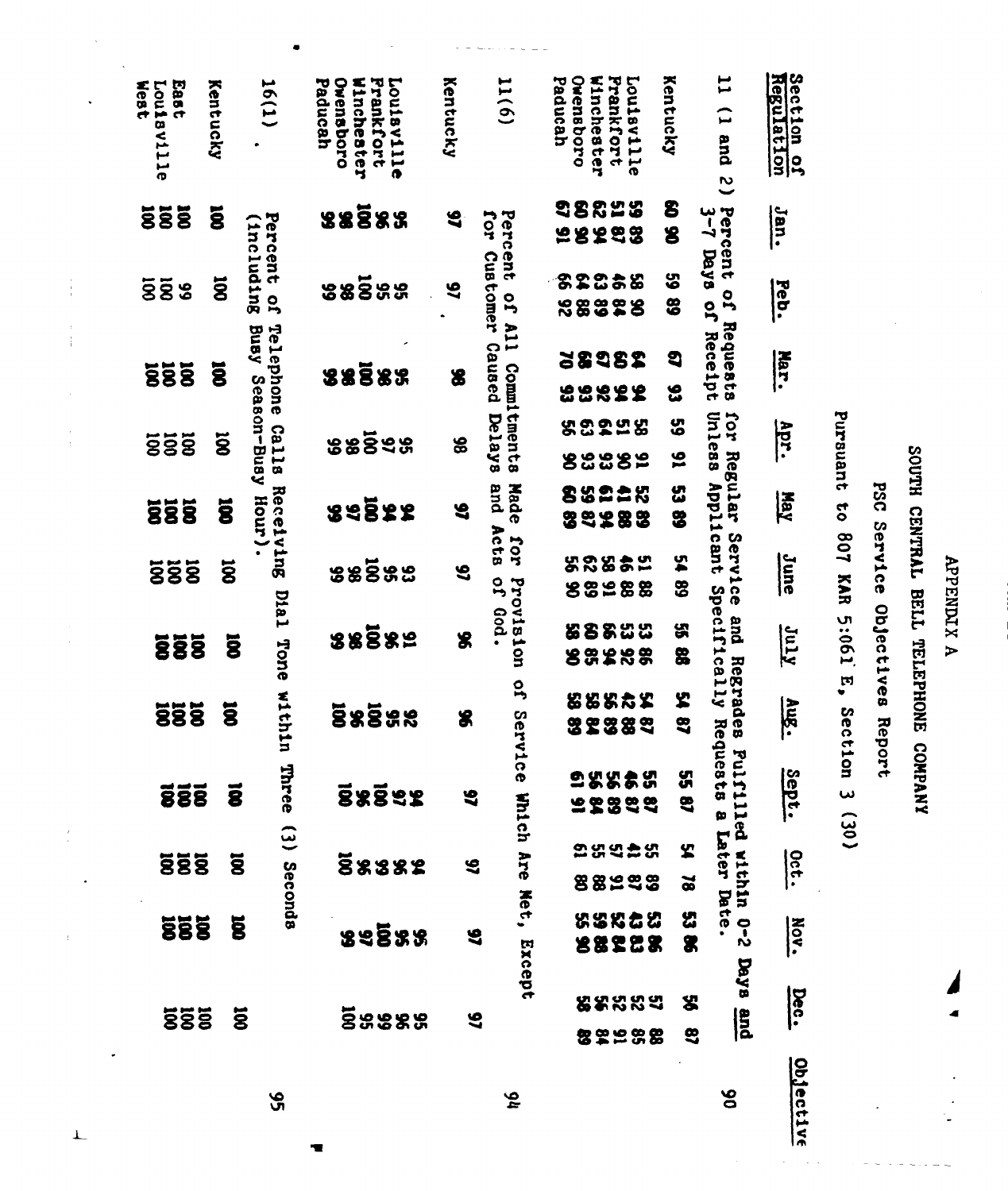# APPENDIX A

## SOUTH CENTRAL BELL TELEPHONE COMPANY

### PSC Service Objectives Report

Pursuant to 807 KAR 5:061 E, Section 3 (30)

| Section of Regulation | Jan. | Feb. | Mar. | Apr. | May | June | July | Aug. | Sept. | Oct. | Nov. | Dec. | Objective |
|---|---|---|---|---|---|---|---|---|---|---|---|---|---|
| 11 (1 and 2) Percent of Requests for Regular Service and Regrades Fulfilled within 0-2 Days and 3-7 Days of Receipt Unless Applicant Specifically Requests a Later Date. | | | | | | | | | | | | | 90 |
| Kentucky | 60 90 | 59 89 | 67 93 | 59 91 | 53 89 | 54 89 | 55 88 | 54 87 | 55 87 | 54 78 | 53 86 | 56 87 | |
| Louisville | 59 89 | 58 90 | 64 94 | 58 91 | 52 89 | 51 88 | 53 86 | 54 87 | 55 87 | 55 89 | 53 86 | 57 88 | |
| Frankfort | 51 87 | 46 84 | 60 94 | 51 90 | 41 88 | 46 88 | 53 92 | 42 88 | 46 87 | 41 87 | 43 83 | 52 85 | |
| Winchester | 62 94 | 63 89 | 67 92 | 64 93 | 61 94 | 58 91 | 66 94 | 56 89 | 56 89 | 57 91 | 52 84 | 52 91 | |
| Owensboro | 60 90 | 64 88 | 68 93 | 63 93 | 59 87 | 62 89 | 60 85 | 58 84 | 56 84 | 55 88 | 59 88 | 56 84 | |
| Paducah | 67 91 | 66 92 | 70 93 | 56 90 | 60 89 | 56 90 | 58 90 | 58 89 | 61 91 | 61 80 | 55 90 | 58 89 | |
| 11(6) Percent of All Commitments Made for Provision of Service Which Are Met, Except for Customer Caused Delays and Acts of God. | | | | | | | | | | | | | 94 |
| Kentucky | 97 | 97 | 98 | 98 | 97 | 97 | 96 | 96 | 97 | 97 | 97 | 97 | |
| Louisville | 95 | 95 | 95 | 95 | 94 | 93 | 91 | 92 | 94 | 94 | 95 | 95 | |
| Frankfort | 96 | 95 | 98 | 97 | 94 | 95 | 96 | 95 | 97 | 96 | 96 | 96 | |
| Winchester | 100 | 100 | 100 | 100 | 100 | 100 | 100 | 100 | 100 | 99 | 100 | 99 | |
| Owensboro | 98 | 98 | 98 | 98 | 97 | 98 | 98 | 96 | 96 | 96 | 97 | 95 | |
| Paducah | 99 | 99 | 99 | 99 | 99 | 99 | 99 | 100 | 100 | 100 | 99 | 100 | |
| 16(1) Percent of Telephone Calls Receiving Dial Tone within Three (3) Seconds (including Busy Season-Busy Hour). | | | | | | | | | | | | | 95 |
| Kentucky | 100 | 100 | 100 | 100 | 100 | 100 | 100 | 100 | 100 | 100 | 100 | 100 | |
| East | 100 | 99 | 100 | 100 | 100 | 100 | 100 | 100 | 100 | 100 | 100 | 100 | |
| Louisville | 100 | 100 | 100 | 100 | 100 | 100 | 100 | 100 | 100 | 100 | 100 | 100 | |
| West | 100 | 100 | 100 | 100 | 100 | 100 | 100 | 100 | 100 | 100 | 100 | 100 | |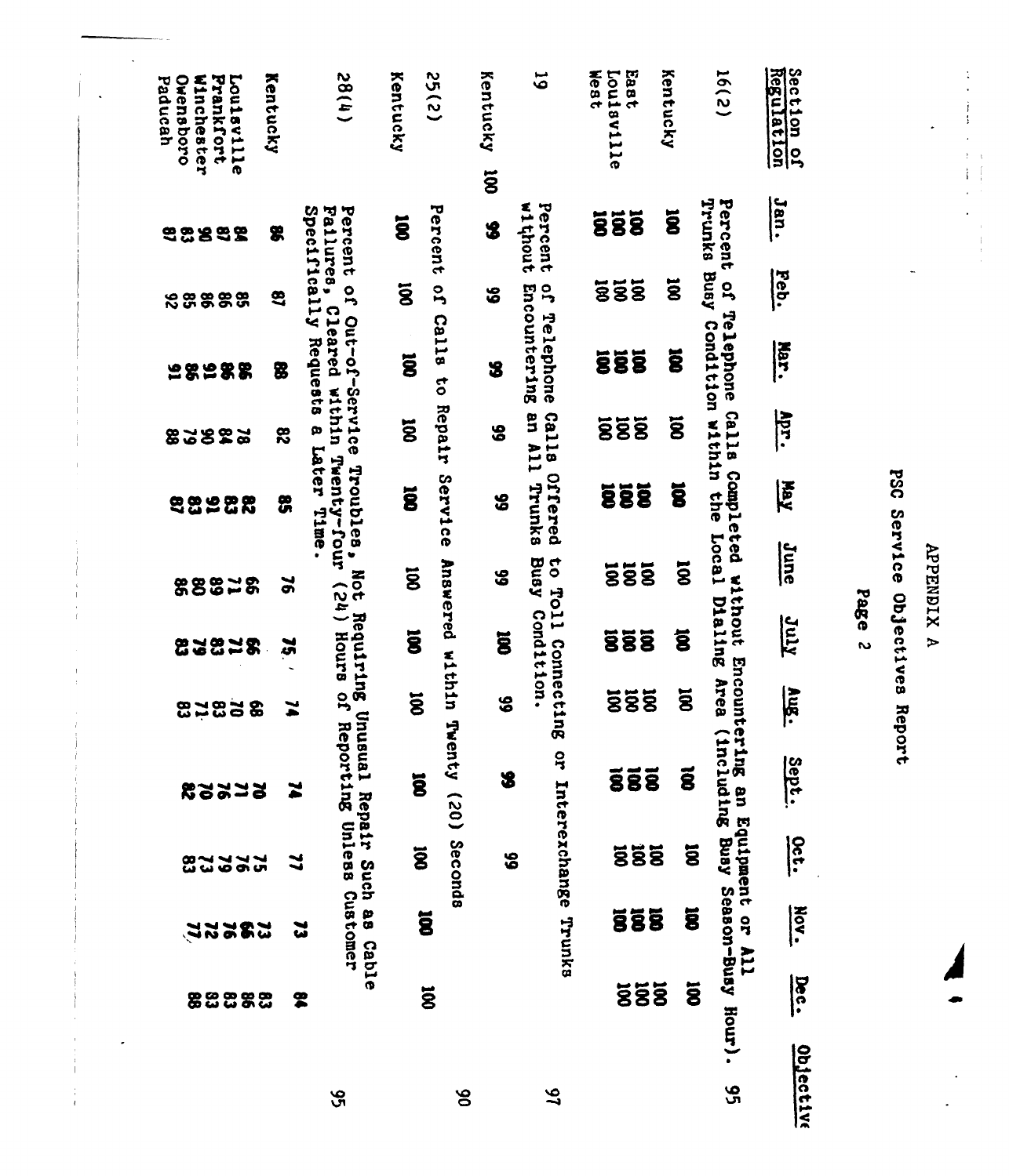# APPENDIX A

## PSC Service Objectives Report

| Section of Regulation | Jan. | Feb. | Mar. | Apr. | May | June | July | Aug. | Sept. | Oct. | Nov. | Dec. | Objective |
|---|---|---|---|---|---|---|---|---|---|---|---|---|---|
| 16(2) | Percent of Telephone Calls Completed without Encountering an Equipment or All Trunks Busy Condition within the Local Dialing Area (including Busy Season-Busy Hour). | | | | | | | | | | | | 95 |
| Kentucky | 100 | 100 | 100 | 100 | 100 | 100 | 100 | 100 | 100 | 100 | 100 | 100 | |
| East | 100 | 100 | 100 | 100 | 100 | 100 | 100 | 100 | 100 | 100 | 100 | 100 | |
| Louisville | 100 | 100 | 100 | 100 | 100 | 100 | 100 | 100 | 100 | 100 | 100 | 100 | |
| West | 100 | 100 | 100 | 100 | 100 | 100 | 100 | 100 | 100 | 100 | 100 | 100 | |
| 19 | Percent of Telephone Calls Offered to Toll Connecting or Interexchange Trunks without Encountering an All Trunks Busy Condition. | | | | | | | | | | | | 97 |
| Kentucky 100 | 99 | 99 | 99 | 99 | 99 | 99 | 100 | 99 | 99 | 99 | | | |
| 25(2) | Percent of Calls to Repair Service Answered within Twenty (20) Seconds | | | | | | | | | | | | 90 |
| Kentucky | 100 | 100 | 100 | 100 | 100 | 100 | 100 | 100 | 100 | 100 | 100 | 100 | |
| 28(4) | Percent of Out-of-Service Troubles, Not Requiring Unusual Repair Such as Cable Failures, Cleared within Twenty-four (24) Hours of Reporting Unless Customer Specifically Requests a Later Time. | | | | | | | | | | | | 95 |
| Kentucky | 86 | 87 | 88 | 82 | 85 | 76 | 75 | 74 | 74 | 77 | 73 | 84 | |
| Louisville | 84 | 85 | 86 | 78 | 82 | 66 | 66 | 68 | 70 | 75 | 73 | 83 | |
| Frankfort | 87 | 86 | 86 | 84 | 83 | 71 | 71 | 70 | 71 | 76 | 66 | 86 | |
| Winchester | 90 | 86 | 91 | 90 | 91 | 89 | 83 | 83 | 76 | 79 | 76 | 83 | |
| Owensboro | 83 | 85 | 86 | 79 | 83 | 80 | 79 | 71 | 70 | 73 | 72 | 83 | |
| Paducah | 87 | 92 | 91 | 88 | 87 | 86 | 83 | 83 | 82 | 83 | 77 | 88 | |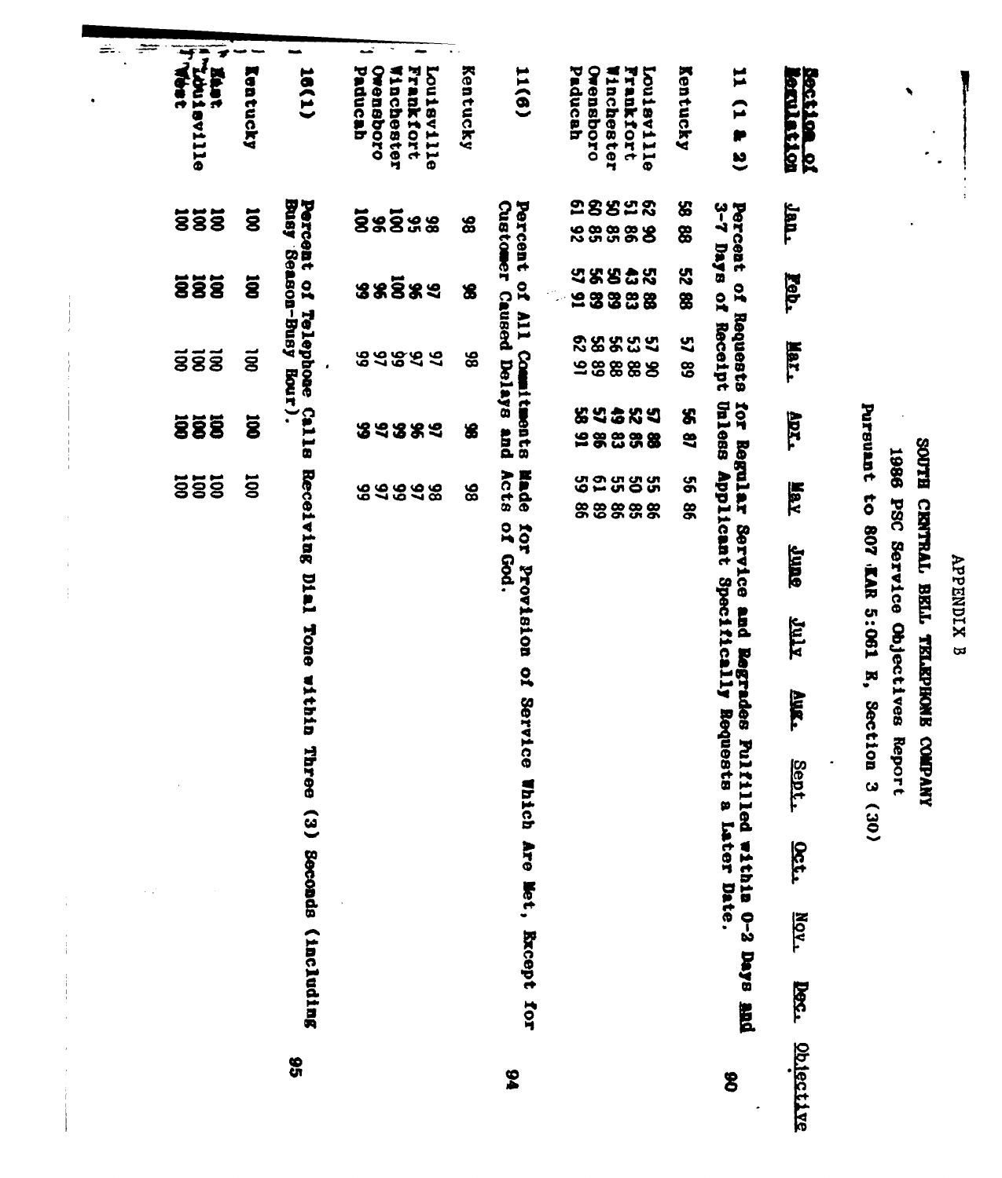APPENDIX B

SOUTH CENTRAL BELL TELEPHONE COMPANY

1986 PSC Service Objectives Report

Pursuant to 807 KAR 5:061 E, Section 3 (30)

| Section of Regulation | Jan. | Feb. | Mar. | Apr. | May | June | July | Aug. | Sept. | Oct. | Nov. | Dec. | Objective |
|---|---|---|---|---|---|---|---|---|---|---|---|---|---|
| 11 (1 & 2) | Percent of Requests for Regular Service and Regrades Fulfilled within 0-2 Days and 3-7 Days of Receipt Unless Applicant Specifically Requests a Later Date. | | | | | | | | | | | | 90 |
| Kentucky | 58 88 | 52 88 | 57 89 | 56 87 | 56 86 | | | | | | | | |
| Louisville | 62 90 | 52 88 | 57 90 | 57 88 | 55 86 | | | | | | | | |
| Frankfort | 51 86 | 43 83 | 53 88 | 52 85 | 50 85 | | | | | | | | |
| Winchester | 50 85 | 53 89 | 56 88 | 49 83 | 55 86 | | | | | | | | |
| Owensboro | 60 85 | 56 89 | 58 89 | 57 86 | 61 89 | | | | | | | | |
| Paducah | 61 92 | 57 91 | 62 91 | 58 91 | 59 86 | | | | | | | | |
| 11(6) | Percent of All Commitments Made for Provision of Service Which Are Met, Except for Customer Caused Delays and Acts of God. | | | | | | | | | | | | 94 |
| Kentucky | 98 | 98 | 98 | 98 | 98 | | | | | | | | |
| Louisville | 98 | 97 | 97 | 97 | 98 | | | | | | | | |
| Frankfort | 95 | 96 | 97 | 96 | 97 | | | | | | | | |
| Winchester | 100 | 100 | 99 | 99 | 99 | | | | | | | | |
| Owensboro | 96 | 96 | 97 | 97 | 97 | | | | | | | | |
| Paducah | 100 | 99 | 99 | 99 | 99 | | | | | | | | |
| 18(1) | Percent of Telephone Calls Receiving Dial Tone within Three (3) Seconds (including Busy Season-Busy Hour). | | | | | | | | | | | | 95 |
| Kentucky | 100 | 100 | 100 | 100 | 100 | | | | | | | | |
| East Louisville | 100 | 100 | 100 | 100 | 100 | | | | | | | | |
| West | 100 | 100 | 100 | 100 | 100 | | | | | | | | |
| | 100 | 100 | 100 | 100 | 100 | | | | | | | | |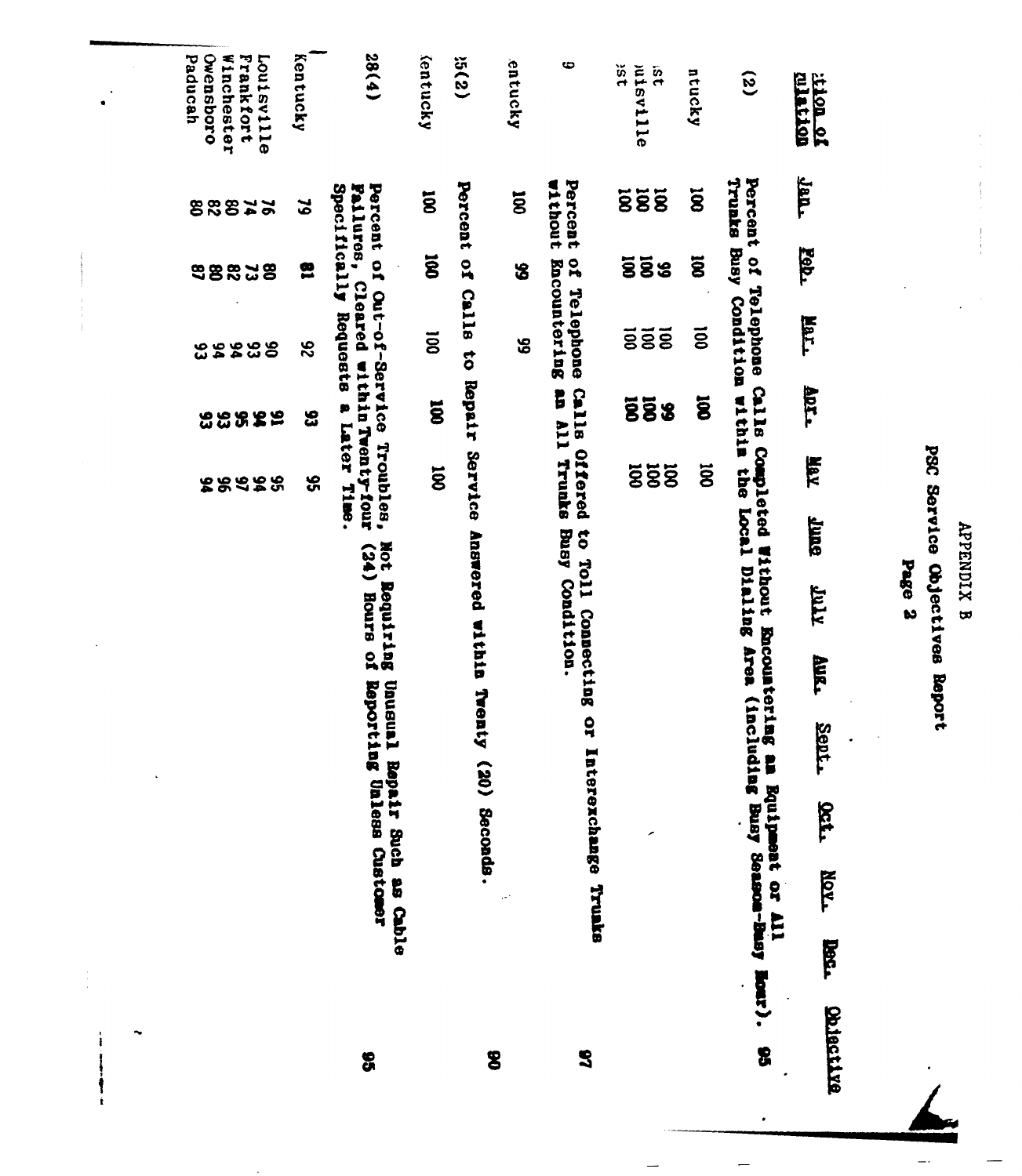# APPENDIX B

## PSC Service Objectives Report

Page 2

| ...tion of ...ulation | Jan. | Feb. | Mar. | Apr. | May | June | July | Aug. | Sept. | Oct. | Nov. | Dec. | Objective |
|---|---|---|---|---|---|---|---|---|---|---|---|---|---|
| (2) | Percent of Telephone Calls Completed Without Encountering an Equipment or All Trunks Busy Condition within the Local Dialing Area (including Busy Season-Busy Hour). | | | | | | | | | | | | 95 |
| ...ntucky | 100 | 100 | 100 | 100 | 100 | | | | | | | | |
| ...st | 100 | 99 | 100 | 99 | 100 | | | | | | | | |
| ...uisville | 100 | 100 | 100 | 100 | 100 | | | | | | | | |
| ...st | 100 | 100 | 100 | 100 | 100 | | | | | | | | |
| 9 | Percent of Telephone Calls Offered to Toll Connecting or Interexchange Trunks without Encountering an All Trunks Busy Condition. | | | | | | | | | | | | 97 |
| ...entucky | 100 | 99 | 99 | | | | | | | | | | |
| ...5(2) | Percent of Calls to Repair Service Answered within Twenty (20) Seconds. | | | | | | | | | | | | 90 |
| ...entucky | 100 | 100 | 100 | 100 | 100 | | | | | | | | |
| 28(4) | Percent of Out-of-Service Troubles, Not Requiring Unusual Repair Such as Cable Failures, Cleared within Twenty-four (24) Hours of Reporting Unless Customer Specifically Requests a Later Time. | | | | | | | | | | | | 95 |
| Kentucky | 79 | 81 | 92 | 93 | 95 | | | | | | | | |
| Louisville | 76 | 80 | 90 | 91 | 95 | | | | | | | | |
| Frankfort | 74 | 73 | 93 | 94 | 94 | | | | | | | | |
| Winchester | 80 | 82 | 94 | 95 | 97 | | | | | | | | |
| Owensboro | 82 | 80 | 94 | 93 | 96 | | | | | | | | |
| Paducah | 80 | 87 | 93 | 93 | 94 | | | | | | | | |